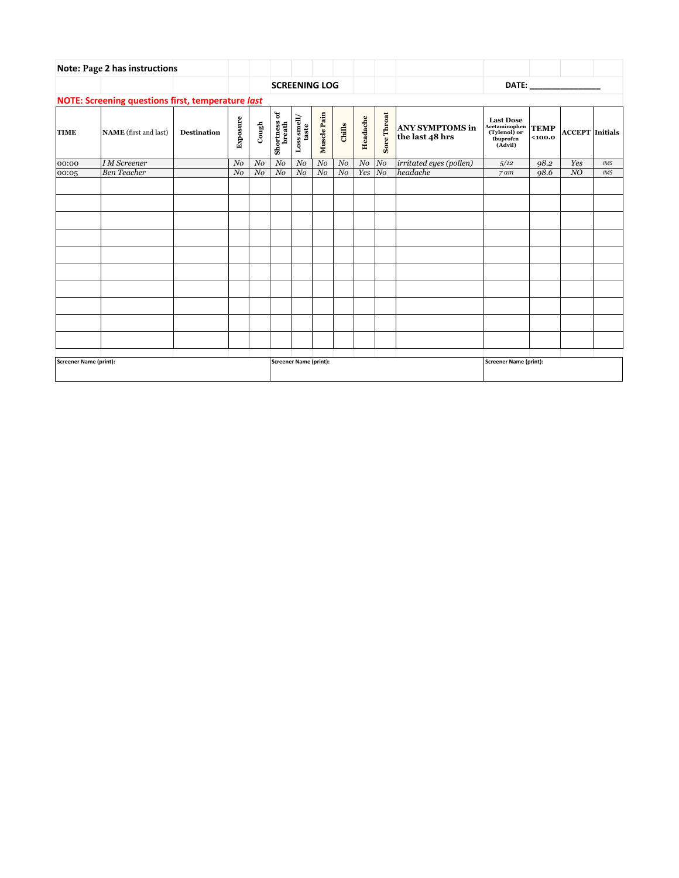**Note: Page 2 has instructions**

**SCREENING LOG** **DATE: _______________**

**NOTE: Screening questions first, temperature *last***

| TIME | NAME (first and last) | Destination | Exposure | Cough | Shortness of breath | Loss smell/ taste | Muscle Pain | Chills | Headache | Sore Throat | ANY SYMPTOMS in the last 48 hrs | Last Dose Acetaminophen (Tylenol) or Ibuprofen (Advil) | TEMP <100.0 | ACCEPT | Initials |
|---|---|---|---|---|---|---|---|---|---|---|---|---|---|---|---|
| 00:00 | *I M Screener* | | *No* | *No* | *No* | *No* | *No* | *No* | *No* | *No* | *irritated eyes (pollen)* | *5/12* | *98.2* | *Yes* | *IMS* |
| 00:05 | *Ben Teacher* | | *No* | *No* | *No* | *No* | *No* | *No* | *Yes* | *No* | *headache* | *7 am* | *98.6* | *NO* | *IMS* |
| | | | | | | | | | | | | | | | |
| | | | | | | | | | | | | | | | |
| | | | | | | | | | | | | | | | |
| | | | | | | | | | | | | | | | |
| | | | | | | | | | | | | | | | |
| | | | | | | | | | | | | | | | |
| | | | | | | | | | | | | | | | |
| | | | | | | | | | | | | | | | |
| | | | | | | | | | | | | | | | |
| | | | | | | | | | | | | | | | |

| Screener Name (print): | Screener Name (print): | Screener Name (print): |
|---|---|---|
| | | |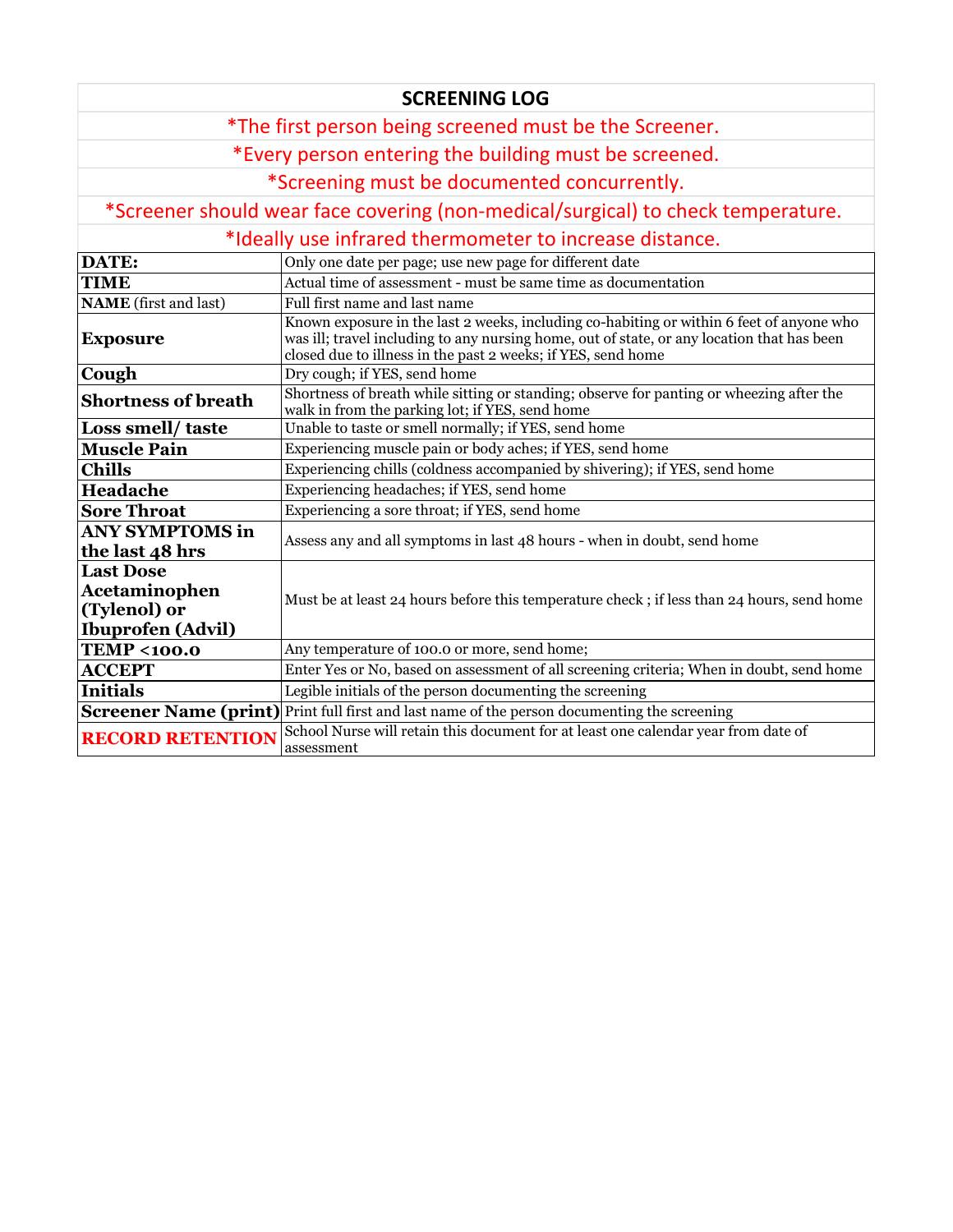## SCREENING LOG

*The first person being screened must be the Screener.

*Every person entering the building must be screened.

*Screening must be documented concurrently.

*Screener should wear face covering (non-medical/surgical) to check temperature.

*Ideally use infrared thermometer to increase distance.

| | |
|---|---|
| **DATE:** | Only one date per page; use new page for different date |
| **TIME** | Actual time of assessment - must be same time as documentation |
| **NAME** (first and last) | Full first name and last name |
| **Exposure** | Known exposure in the last 2 weeks, including co-habiting or within 6 feet of anyone who was ill; travel including to any nursing home, out of state, or any location that has been closed due to illness in the past 2 weeks; if YES, send home |
| **Cough** | Dry cough; if YES, send home |
| **Shortness of breath** | Shortness of breath while sitting or standing; observe for panting or wheezing after the walk in from the parking lot; if YES, send home |
| **Loss smell/ taste** | Unable to taste or smell normally; if YES, send home |
| **Muscle Pain** | Experiencing muscle pain or body aches; if YES, send home |
| **Chills** | Experiencing chills (coldness accompanied by shivering); if YES, send home |
| **Headache** | Experiencing headaches; if YES, send home |
| **Sore Throat** | Experiencing a sore throat; if YES, send home |
| **ANY SYMPTOMS in the last 48 hrs** | Assess any and all symptoms in last 48 hours - when in doubt, send home |
| **Last Dose Acetaminophen (Tylenol) or Ibuprofen (Advil)** | Must be at least 24 hours before this temperature check ; if less than 24 hours, send home |
| **TEMP <100.0** | Any temperature of 100.0 or more, send home; |
| **ACCEPT** | Enter Yes or No, based on assessment of all screening criteria; When in doubt, send home |
| **Initials** | Legible initials of the person documenting the screening |
| **Screener Name (print)** | Print full first and last name of the person documenting the screening |
| **RECORD RETENTION** | School Nurse will retain this document for at least one calendar year from date of assessment |